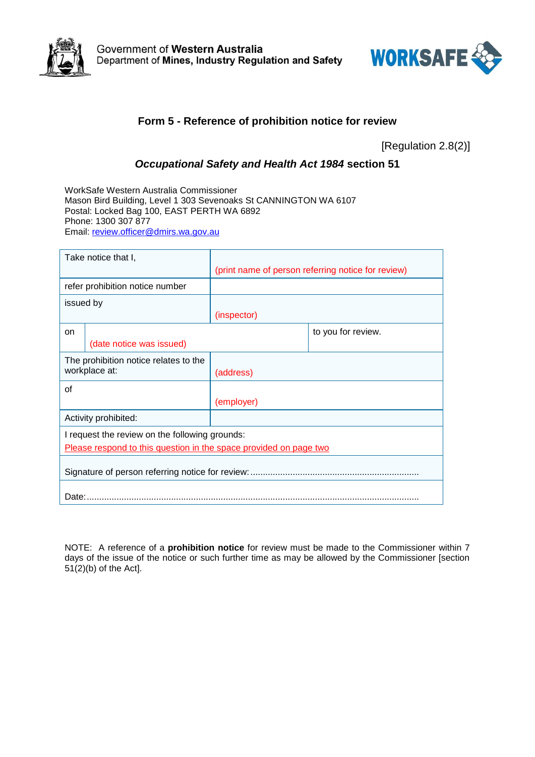Government of **Western Australia**
Department of **Mines, Industry Regulation and Safety**

**WORKSAFE**

## Form 5 - Reference of prohibition notice for review

[Regulation 2.8(2)]

***Occupational Safety and Health Act 1984*** **section 51**

WorkSafe Western Australia Commissioner
Mason Bird Building, Level 1 303 Sevenoaks St CANNINGTON WA 6107
Postal: Locked Bag 100, EAST PERTH WA 6892
Phone: 1300 307 877
Email: review.officer@dmirs.wa.gov.au

| | | |
|---|---|---|
| Take notice that I, | (print name of person referring notice for review) | |
| refer prohibition notice number | | |
| issued by | (inspector) | |
| on | (date notice was issued) | to you for review. |
| The prohibition notice relates to the workplace at: | (address) | |
| of | (employer) | |
| Activity prohibited: | | |
| I request the review on the following grounds: Please respond to this question in the space provided on page two | | |
| Signature of person referring notice for review: ................................................................... | | |
| Date: ..................................................................................................................................... | | |

NOTE: A reference of a **prohibition notice** for review must be made to the Commissioner within 7 days of the issue of the notice or such further time as may be allowed by the Commissioner [section 51(2)(b) of the Act].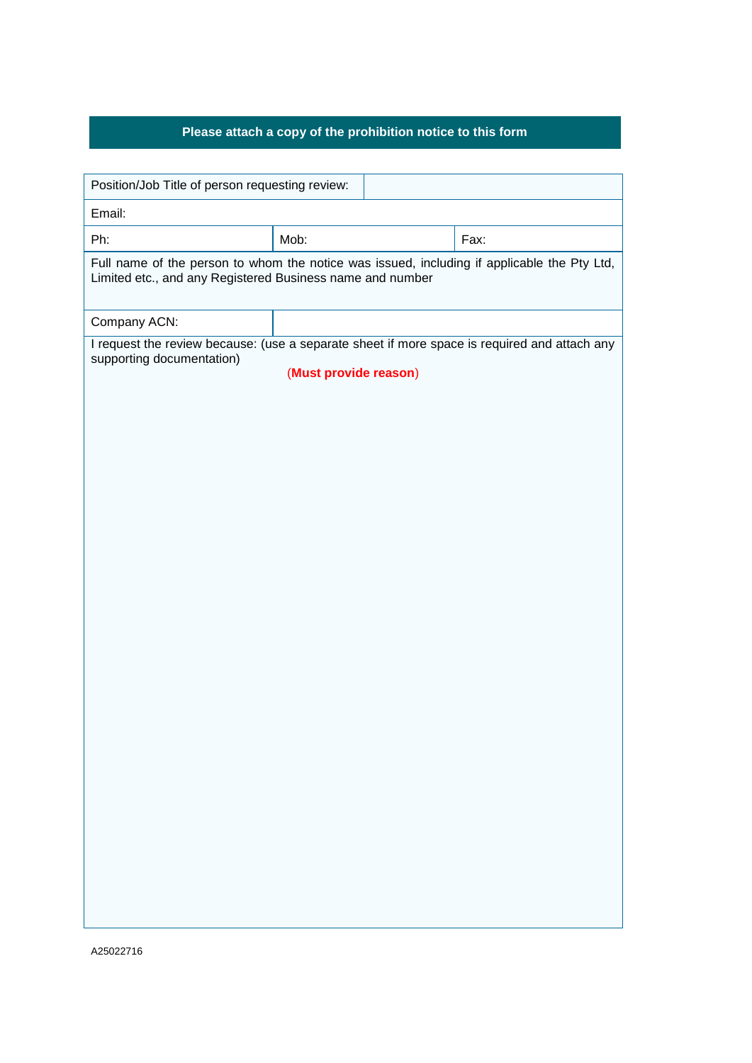**Please attach a copy of the prohibition notice to this form**

| | | |
|---|---|---|
| Position/Job Title of person requesting review: | | |
| Email: | | |
| Ph: | Mob: | Fax: |
| Full name of the person to whom the notice was issued, including if applicable the Pty Ltd, Limited etc., and any Registered Business name and number | | |
| Company ACN: | | |
| I request the review because: (use a separate sheet if more space is required and attach any supporting documentation) **(Must provide reason)** | | |

A25022716